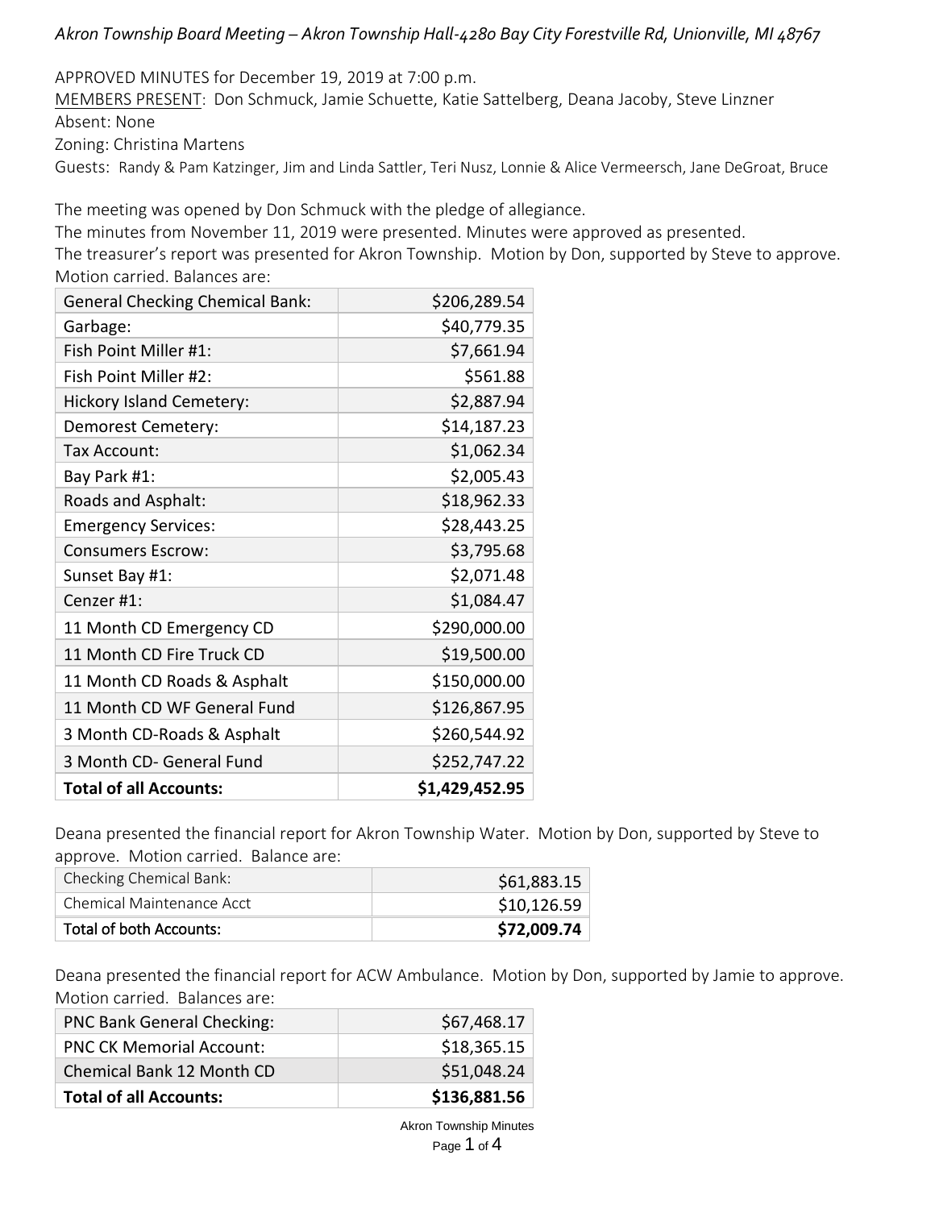*Akron Township Board Meeting – Akron Township Hall-4280 Bay City Forestville Rd, Unionville, MI 48767*

APPROVED MINUTES for December 19, 2019 at 7:00 p.m.

MEMBERS PRESENT: Don Schmuck, Jamie Schuette, Katie Sattelberg, Deana Jacoby, Steve Linzner

Absent: None

Zoning: Christina Martens

Guests: Randy & Pam Katzinger, Jim and Linda Sattler, Teri Nusz, Lonnie & Alice Vermeersch, Jane DeGroat, Bruce

The meeting was opened by Don Schmuck with the pledge of allegiance.

The minutes from November 11, 2019 were presented. Minutes were approved as presented.

The treasurer's report was presented for Akron Township. Motion by Don, supported by Steve to approve. Motion carried. Balances are:

| | |
|---|---:|
| General Checking Chemical Bank: | $206,289.54 |
| Garbage: | $40,779.35 |
| Fish Point Miller #1: | $7,661.94 |
| Fish Point Miller #2: | $561.88 |
| Hickory Island Cemetery: | $2,887.94 |
| Demorest Cemetery: | $14,187.23 |
| Tax Account: | $1,062.34 |
| Bay Park #1: | $2,005.43 |
| Roads and Asphalt: | $18,962.33 |
| Emergency Services: | $28,443.25 |
| Consumers Escrow: | $3,795.68 |
| Sunset Bay #1: | $2,071.48 |
| Cenzer #1: | $1,084.47 |
| 11 Month CD Emergency CD | $290,000.00 |
| 11 Month CD Fire Truck CD | $19,500.00 |
| 11 Month CD Roads & Asphalt | $150,000.00 |
| 11 Month CD WF General Fund | $126,867.95 |
| 3 Month CD-Roads & Asphalt | $260,544.92 |
| 3 Month CD- General Fund | $252,747.22 |
| **Total of all Accounts:** | **$1,429,452.95** |

Deana presented the financial report for Akron Township Water. Motion by Don, supported by Steve to approve. Motion carried. Balance are:

| | |
|---|---:|
| Checking Chemical Bank: | $61,883.15 |
| Chemical Maintenance Acct | $10,126.59 |
| Total of both Accounts: | **$72,009.74** |

Deana presented the financial report for ACW Ambulance. Motion by Don, supported by Jamie to approve. Motion carried. Balances are:

| | |
|---|---:|
| PNC Bank General Checking: | $67,468.17 |
| PNC CK Memorial Account: | $18,365.15 |
| Chemical Bank 12 Month CD | $51,048.24 |
| **Total of all Accounts:** | **$136,881.56** |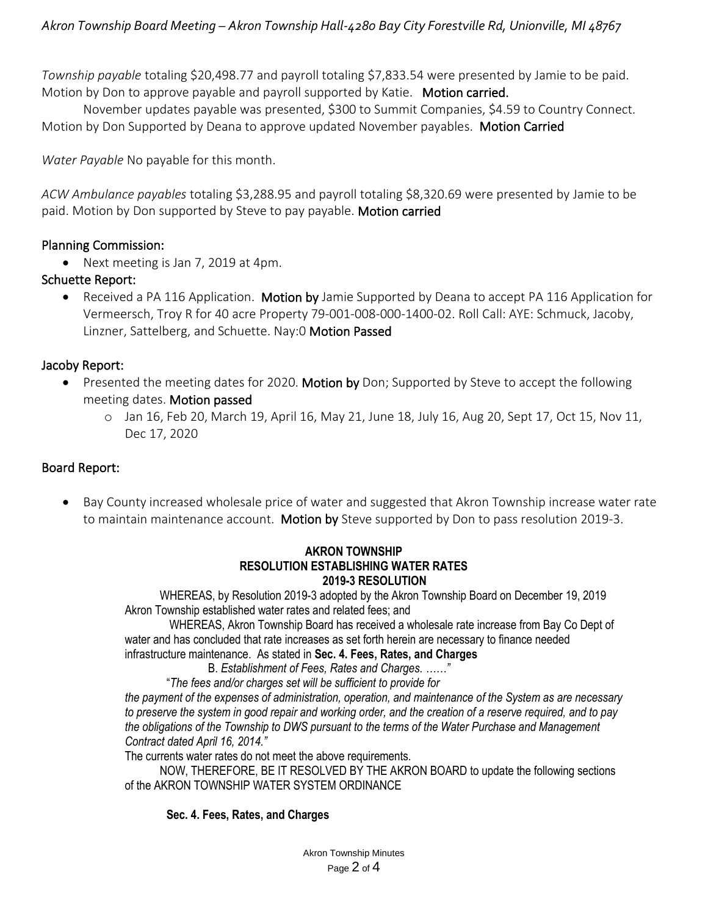*Township payable* totaling $20,498.77 and payroll totaling $7,833.54 were presented by Jamie to be paid. Motion by Don to approve payable and payroll supported by Katie. **Motion carried.**

November updates payable was presented, $300 to Summit Companies, $4.59 to Country Connect. Motion by Don Supported by Deana to approve updated November payables. **Motion Carried**

*Water Payable* No payable for this month.

*ACW Ambulance payables* totaling $3,288.95 and payroll totaling $8,320.69 were presented by Jamie to be paid. Motion by Don supported by Steve to pay payable. **Motion carried**

## Planning Commission:

- Next meeting is Jan 7, 2019 at 4pm.

## Schuette Report:

- Received a PA 116 Application. **Motion by** Jamie Supported by Deana to accept PA 116 Application for Vermeersch, Troy R for 40 acre Property 79-001-008-000-1400-02. Roll Call: AYE: Schmuck, Jacoby, Linzner, Sattelberg, and Schuette. Nay:0 **Motion Passed**

## Jacoby Report:

- Presented the meeting dates for 2020. **Motion by** Don; Supported by Steve to accept the following meeting dates. **Motion passed**
  - Jan 16, Feb 20, March 19, April 16, May 21, June 18, July 16, Aug 20, Sept 17, Oct 15, Nov 11, Dec 17, 2020

## Board Report:

- Bay County increased wholesale price of water and suggested that Akron Township increase water rate to maintain maintenance account. **Motion by** Steve supported by Don to pass resolution 2019-3.

**AKRON TOWNSHIP**
**RESOLUTION ESTABLISHING WATER RATES**
**2019-3 RESOLUTION**

WHEREAS, by Resolution 2019-3 adopted by the Akron Township Board on December 19, 2019 Akron Township established water rates and related fees; and

WHEREAS, Akron Township Board has received a wholesale rate increase from Bay Co Dept of water and has concluded that rate increases as set forth herein are necessary to finance needed infrastructure maintenance. As stated in **Sec. 4. Fees, Rates, and Charges**

B. *Establishment of Fees, Rates and Charges. ……"*

"*The fees and/or charges set will be sufficient to provide for the payment of the expenses of administration, operation, and maintenance of the System as are necessary to preserve the system in good repair and working order, and the creation of a reserve required, and to pay the obligations of the Township to DWS pursuant to the terms of the Water Purchase and Management Contract dated April 16, 2014."*

The currents water rates do not meet the above requirements.

NOW, THEREFORE, BE IT RESOLVED BY THE AKRON BOARD to update the following sections of the AKRON TOWNSHIP WATER SYSTEM ORDINANCE

**Sec. 4. Fees, Rates, and Charges**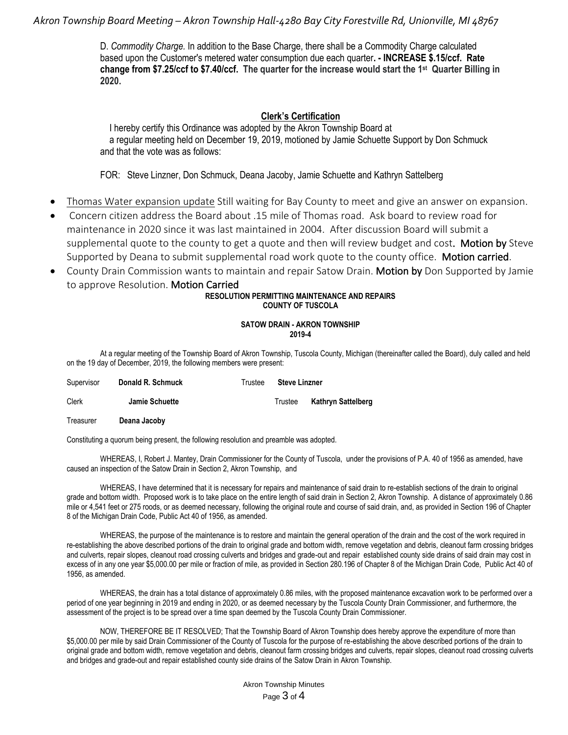D. *Commodity Charge.* In addition to the Base Charge, there shall be a Commodity Charge calculated based upon the Customer's metered water consumption due each quarter**. - INCREASE $.15/ccf. Rate change from $7.25/ccf to $7.40/ccf. The quarter for the increase would start the 1st Quarter Billing in 2020.**

**Clerk's Certification**

I hereby certify this Ordinance was adopted by the Akron Township Board at a regular meeting held on December 19, 2019, motioned by Jamie Schuette Support by Don Schmuck and that the vote was as follows:

FOR: Steve Linzner, Don Schmuck, Deana Jacoby, Jamie Schuette and Kathryn Sattelberg

- Thomas Water expansion update Still waiting for Bay County to meet and give an answer on expansion.
- Concern citizen address the Board about .15 mile of Thomas road. Ask board to review road for maintenance in 2020 since it was last maintained in 2004. After discussion Board will submit a supplemental quote to the county to get a quote and then will review budget and cost. **Motion by** Steve Supported by Deana to submit supplemental road work quote to the county office. **Motion carried**.
- County Drain Commission wants to maintain and repair Satow Drain. **Motion by** Don Supported by Jamie to approve Resolution. **Motion Carried**

**RESOLUTION PERMITTING MAINTENANCE AND REPAIRS**
**COUNTY OF TUSCOLA**

**SATOW DRAIN - AKRON TOWNSHIP**
**2019-4**

At a regular meeting of the Township Board of Akron Township, Tuscola County, Michigan (thereinafter called the Board), duly called and held on the 19 day of December, 2019, the following members were present:

| | | | |
|---|---|---|---|
| Supervisor | **Donald R. Schmuck** | Trustee | **Steve Linzner** |
| Clerk | **Jamie Schuette** | Trustee | **Kathryn Sattelberg** |
| Treasurer | **Deana Jacoby** | | |

Constituting a quorum being present, the following resolution and preamble was adopted.

WHEREAS, I, Robert J. Mantey, Drain Commissioner for the County of Tuscola, under the provisions of P.A. 40 of 1956 as amended, have caused an inspection of the Satow Drain in Section 2, Akron Township, and

WHEREAS, I have determined that it is necessary for repairs and maintenance of said drain to re-establish sections of the drain to original grade and bottom width. Proposed work is to take place on the entire length of said drain in Section 2, Akron Township. A distance of approximately 0.86 mile or 4,541 feet or 275 roods, or as deemed necessary, following the original route and course of said drain, and, as provided in Section 196 of Chapter 8 of the Michigan Drain Code, Public Act 40 of 1956, as amended.

WHEREAS, the purpose of the maintenance is to restore and maintain the general operation of the drain and the cost of the work required in re-establishing the above described portions of the drain to original grade and bottom width, remove vegetation and debris, cleanout farm crossing bridges and culverts, repair slopes, cleanout road crossing culverts and bridges and grade-out and repair established county side drains of said drain may cost in excess of in any one year $5,000.00 per mile or fraction of mile, as provided in Section 280.196 of Chapter 8 of the Michigan Drain Code, Public Act 40 of 1956, as amended.

WHEREAS, the drain has a total distance of approximately 0.86 miles, with the proposed maintenance excavation work to be performed over a period of one year beginning in 2019 and ending in 2020, or as deemed necessary by the Tuscola County Drain Commissioner, and furthermore, the assessment of the project is to be spread over a time span deemed by the Tuscola County Drain Commissioner.

NOW, THEREFORE BE IT RESOLVED; That the Township Board of Akron Township does hereby approve the expenditure of more than $5,000.00 per mile by said Drain Commissioner of the County of Tuscola for the purpose of re-establishing the above described portions of the drain to original grade and bottom width, remove vegetation and debris, cleanout farm crossing bridges and culverts, repair slopes, cleanout road crossing culverts and bridges and grade-out and repair established county side drains of the Satow Drain in Akron Township.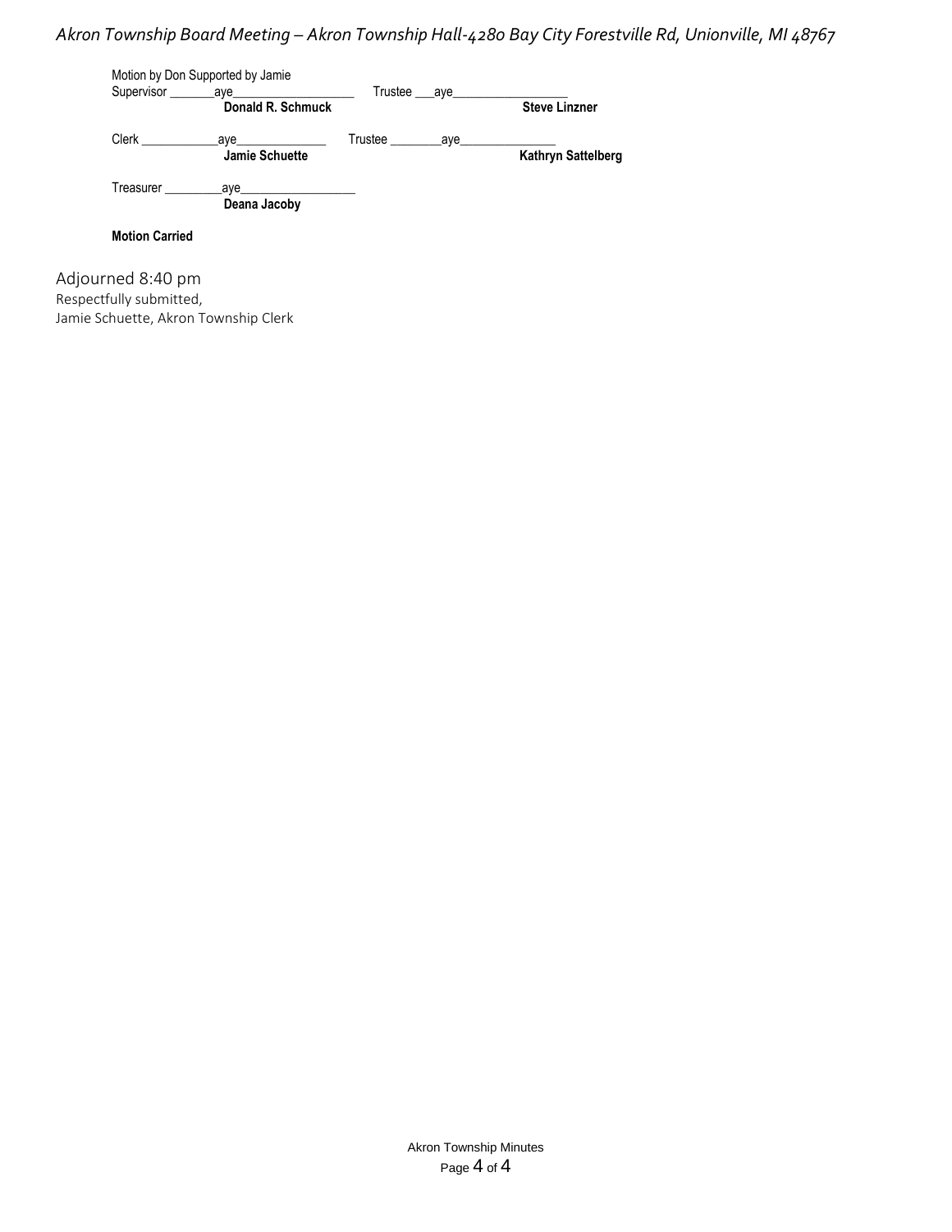Motion by Don Supported by Jamie

Supervisor _______aye___________________ Trustee ___aye__________________
**Donald R. Schmuck** **Steve Linzner**

Clerk ____________aye______________ Trustee ________aye_______________
**Jamie Schuette** **Kathryn Sattelberg**

Treasurer _________aye_________________
**Deana Jacoby**

**Motion Carried**

Adjourned 8:40 pm

Respectfully submitted,
Jamie Schuette, Akron Township Clerk